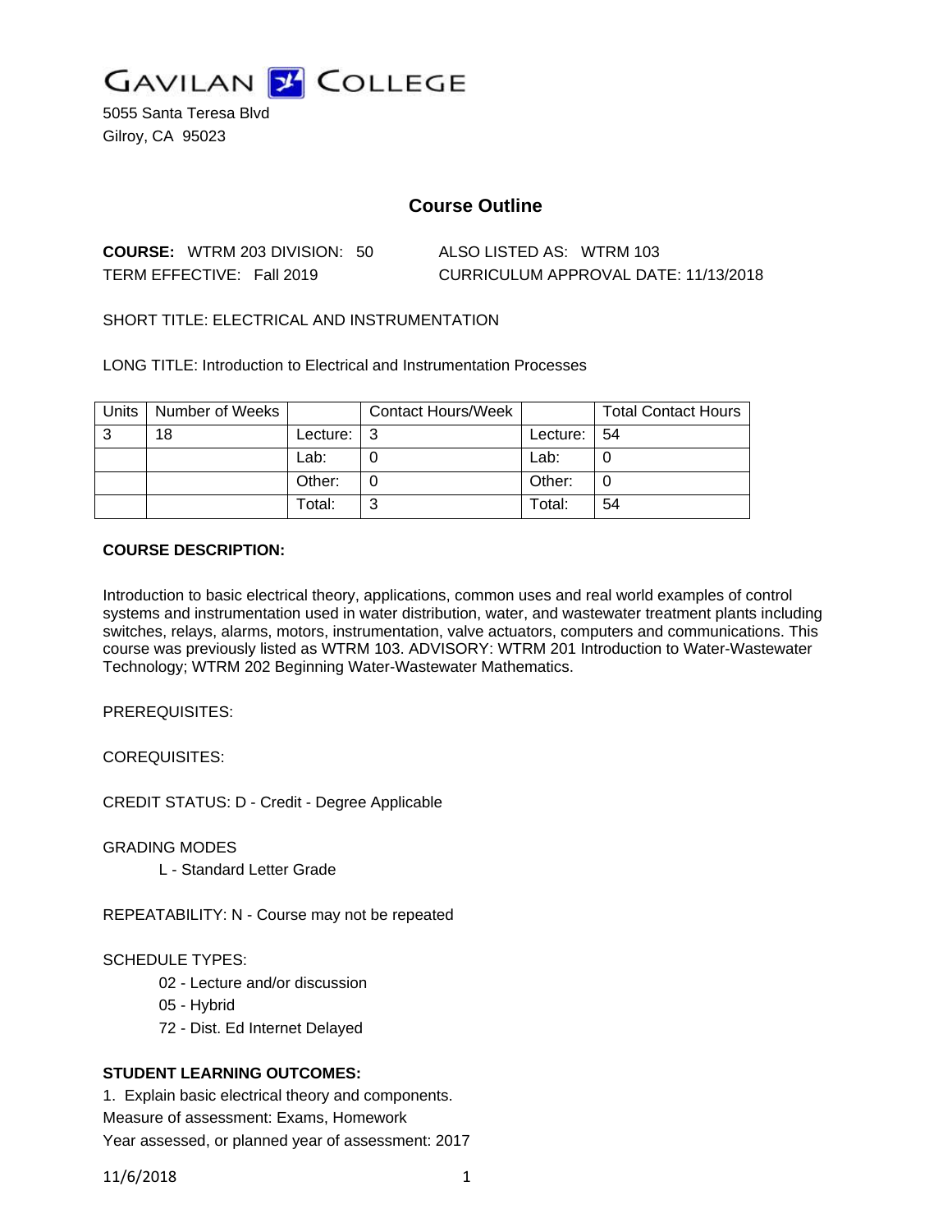# GAVILAN COLLEGE

5055 Santa Teresa Blvd
Gilroy, CA 95023

## Course Outline

**COURSE:** WTRM 203 DIVISION: 50 ALSO LISTED AS: WTRM 103

TERM EFFECTIVE: Fall 2019 CURRICULUM APPROVAL DATE: 11/13/2018

SHORT TITLE: ELECTRICAL AND INSTRUMENTATION

LONG TITLE: Introduction to Electrical and Instrumentation Processes

| Units | Number of Weeks | | Contact Hours/Week | | Total Contact Hours |
|---|---|---|---|---|---|
| 3 | 18 | Lecture: | 3 | Lecture: | 54 |
| | | Lab: | 0 | Lab: | 0 |
| | | Other: | 0 | Other: | 0 |
| | | Total: | 3 | Total: | 54 |

**COURSE DESCRIPTION:**

Introduction to basic electrical theory, applications, common uses and real world examples of control systems and instrumentation used in water distribution, water, and wastewater treatment plants including switches, relays, alarms, motors, instrumentation, valve actuators, computers and communications. This course was previously listed as WTRM 103. ADVISORY: WTRM 201 Introduction to Water-Wastewater Technology; WTRM 202 Beginning Water-Wastewater Mathematics.

PREREQUISITES:

COREQUISITES:

CREDIT STATUS: D - Credit - Degree Applicable

GRADING MODES

L - Standard Letter Grade

REPEATABILITY: N - Course may not be repeated

SCHEDULE TYPES:

02 - Lecture and/or discussion

05 - Hybrid

72 - Dist. Ed Internet Delayed

**STUDENT LEARNING OUTCOMES:**

1. Explain basic electrical theory and components.

Measure of assessment: Exams, Homework

Year assessed, or planned year of assessment: 2017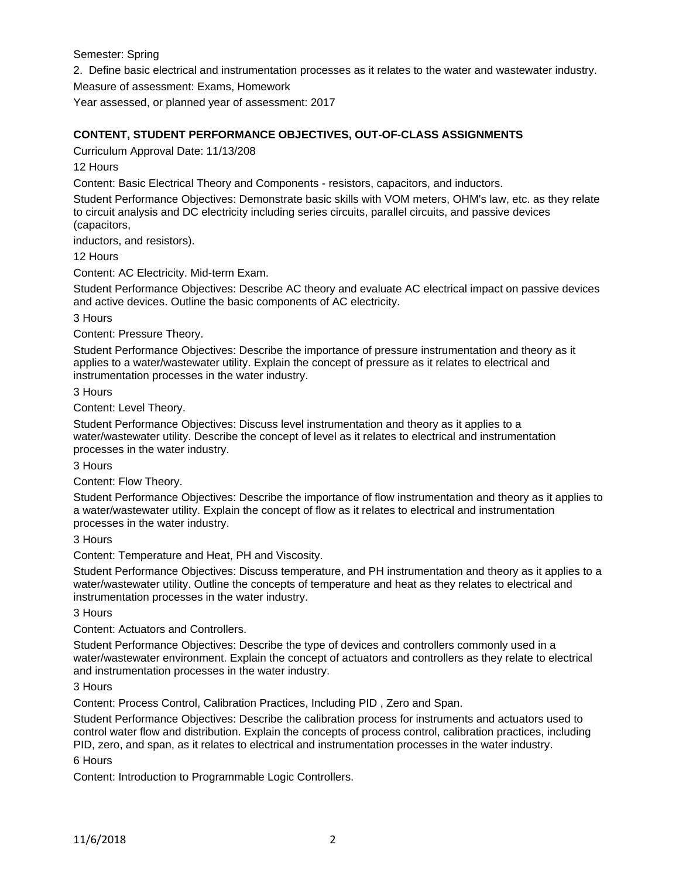Semester: Spring

2. Define basic electrical and instrumentation processes as it relates to the water and wastewater industry.

Measure of assessment: Exams, Homework

Year assessed, or planned year of assessment: 2017

## CONTENT, STUDENT PERFORMANCE OBJECTIVES, OUT-OF-CLASS ASSIGNMENTS

Curriculum Approval Date: 11/13/208

12 Hours

Content: Basic Electrical Theory and Components - resistors, capacitors, and inductors.

Student Performance Objectives: Demonstrate basic skills with VOM meters, OHM's law, etc. as they relate to circuit analysis and DC electricity including series circuits, parallel circuits, and passive devices (capacitors, inductors, and resistors).

12 Hours

Content: AC Electricity. Mid-term Exam.

Student Performance Objectives: Describe AC theory and evaluate AC electrical impact on passive devices and active devices. Outline the basic components of AC electricity.

3 Hours

Content: Pressure Theory.

Student Performance Objectives: Describe the importance of pressure instrumentation and theory as it applies to a water/wastewater utility. Explain the concept of pressure as it relates to electrical and instrumentation processes in the water industry.

3 Hours

Content: Level Theory.

Student Performance Objectives: Discuss level instrumentation and theory as it applies to a water/wastewater utility. Describe the concept of level as it relates to electrical and instrumentation processes in the water industry.

3 Hours

Content: Flow Theory.

Student Performance Objectives: Describe the importance of flow instrumentation and theory as it applies to a water/wastewater utility. Explain the concept of flow as it relates to electrical and instrumentation processes in the water industry.

3 Hours

Content: Temperature and Heat, PH and Viscosity.

Student Performance Objectives: Discuss temperature, and PH instrumentation and theory as it applies to a water/wastewater utility. Outline the concepts of temperature and heat as they relates to electrical and instrumentation processes in the water industry.

3 Hours

Content: Actuators and Controllers.

Student Performance Objectives: Describe the type of devices and controllers commonly used in a water/wastewater environment. Explain the concept of actuators and controllers as they relate to electrical and instrumentation processes in the water industry.

3 Hours

Content: Process Control, Calibration Practices, Including PID , Zero and Span.

Student Performance Objectives: Describe the calibration process for instruments and actuators used to control water flow and distribution. Explain the concepts of process control, calibration practices, including PID, zero, and span, as it relates to electrical and instrumentation processes in the water industry.

6 Hours

Content: Introduction to Programmable Logic Controllers.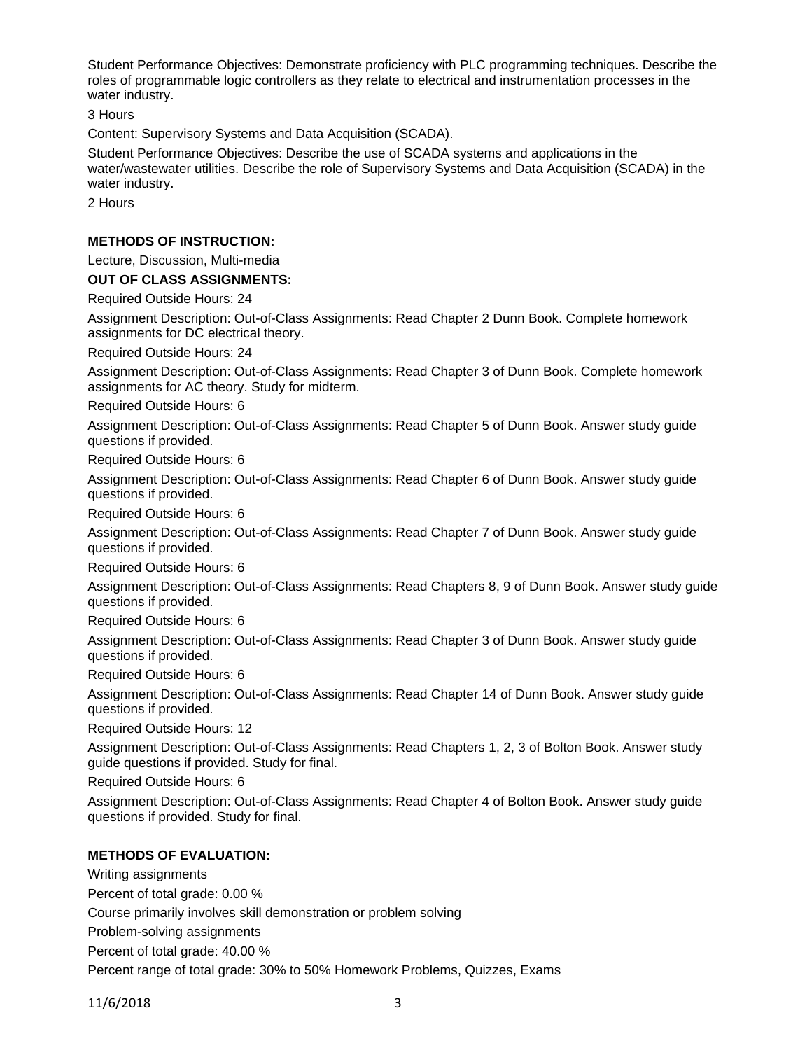Student Performance Objectives: Demonstrate proficiency with PLC programming techniques. Describe the roles of programmable logic controllers as they relate to electrical and instrumentation processes in the water industry.

3 Hours

Content: Supervisory Systems and Data Acquisition (SCADA).

Student Performance Objectives: Describe the use of SCADA systems and applications in the water/wastewater utilities. Describe the role of Supervisory Systems and Data Acquisition (SCADA) in the water industry.

2 Hours

**METHODS OF INSTRUCTION:**

Lecture, Discussion, Multi-media

**OUT OF CLASS ASSIGNMENTS:**

Required Outside Hours: 24

Assignment Description: Out-of-Class Assignments: Read Chapter 2 Dunn Book. Complete homework assignments for DC electrical theory.

Required Outside Hours: 24

Assignment Description: Out-of-Class Assignments: Read Chapter 3 of Dunn Book. Complete homework assignments for AC theory. Study for midterm.

Required Outside Hours: 6

Assignment Description: Out-of-Class Assignments: Read Chapter 5 of Dunn Book. Answer study guide questions if provided.

Required Outside Hours: 6

Assignment Description: Out-of-Class Assignments: Read Chapter 6 of Dunn Book. Answer study guide questions if provided.

Required Outside Hours: 6

Assignment Description: Out-of-Class Assignments: Read Chapter 7 of Dunn Book. Answer study guide questions if provided.

Required Outside Hours: 6

Assignment Description: Out-of-Class Assignments: Read Chapters 8, 9 of Dunn Book. Answer study guide questions if provided.

Required Outside Hours: 6

Assignment Description: Out-of-Class Assignments: Read Chapter 3 of Dunn Book. Answer study guide questions if provided.

Required Outside Hours: 6

Assignment Description: Out-of-Class Assignments: Read Chapter 14 of Dunn Book. Answer study guide questions if provided.

Required Outside Hours: 12

Assignment Description: Out-of-Class Assignments: Read Chapters 1, 2, 3 of Bolton Book. Answer study guide questions if provided. Study for final.

Required Outside Hours: 6

Assignment Description: Out-of-Class Assignments: Read Chapter 4 of Bolton Book. Answer study guide questions if provided. Study for final.

**METHODS OF EVALUATION:**

Writing assignments

Percent of total grade: 0.00 %

Course primarily involves skill demonstration or problem solving

Problem-solving assignments

Percent of total grade: 40.00 %

Percent range of total grade: 30% to 50% Homework Problems, Quizzes, Exams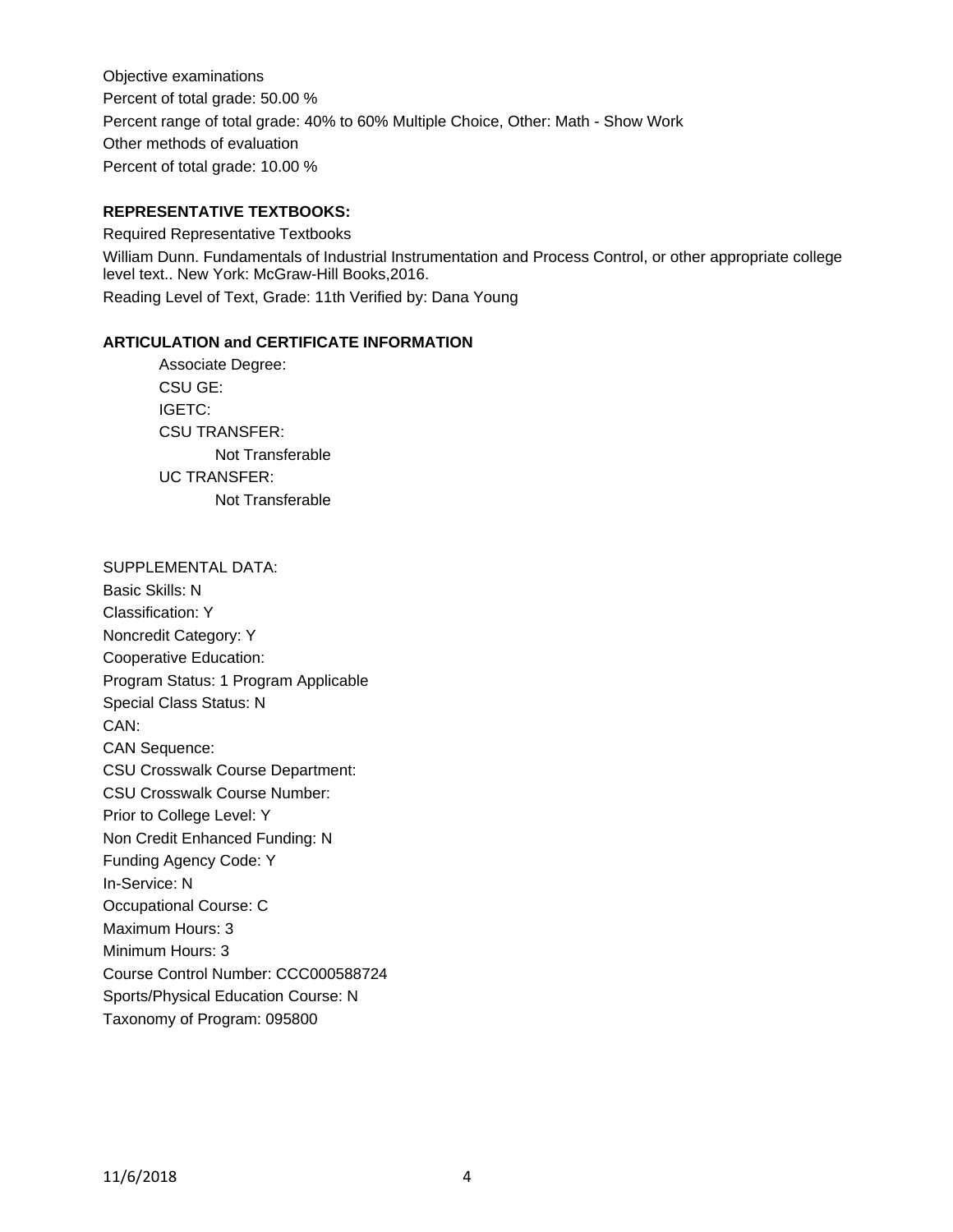Objective examinations

Percent of total grade: 50.00 %

Percent range of total grade: 40% to 60% Multiple Choice, Other: Math - Show Work

Other methods of evaluation

Percent of total grade: 10.00 %

**REPRESENTATIVE TEXTBOOKS:**

Required Representative Textbooks

William Dunn. Fundamentals of Industrial Instrumentation and Process Control, or other appropriate college level text.. New York: McGraw-Hill Books,2016.

Reading Level of Text, Grade: 11th Verified by: Dana Young

**ARTICULATION and CERTIFICATE INFORMATION**

Associate Degree:

CSU GE:

IGETC:

CSU TRANSFER:

Not Transferable

UC TRANSFER:

Not Transferable

SUPPLEMENTAL DATA:

Basic Skills: N

Classification: Y

Noncredit Category: Y

Cooperative Education:

Program Status: 1 Program Applicable

Special Class Status: N

CAN:

CAN Sequence:

CSU Crosswalk Course Department:

CSU Crosswalk Course Number:

Prior to College Level: Y

Non Credit Enhanced Funding: N

Funding Agency Code: Y

In-Service: N

Occupational Course: C

Maximum Hours: 3

Minimum Hours: 3

Course Control Number: CCC000588724

Sports/Physical Education Course: N

Taxonomy of Program: 095800